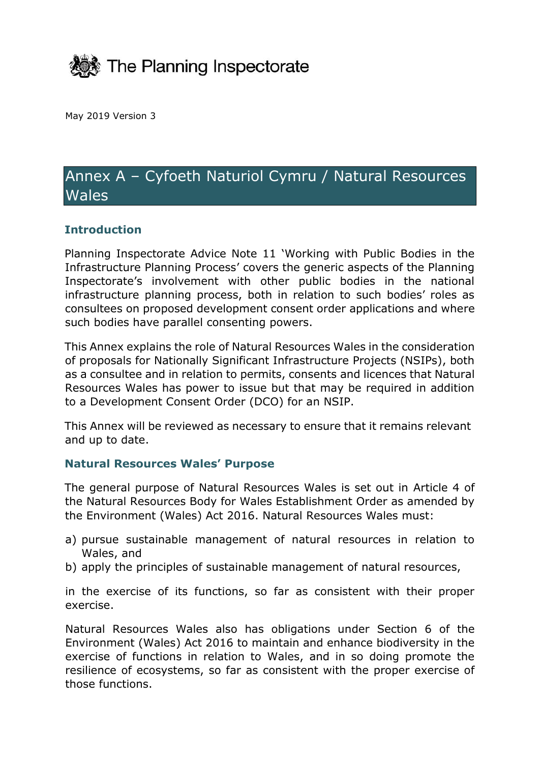The Planning Inspectorate

May 2019 Version 3

# Annex A – Cyfoeth Naturiol Cymru / Natural Resources Wales

## Introduction

Planning Inspectorate Advice Note 11 'Working with Public Bodies in the Infrastructure Planning Process' covers the generic aspects of the Planning Inspectorate's involvement with other public bodies in the national infrastructure planning process, both in relation to such bodies' roles as consultees on proposed development consent order applications and where such bodies have parallel consenting powers.

This Annex explains the role of Natural Resources Wales in the consideration of proposals for Nationally Significant Infrastructure Projects (NSIPs), both as a consultee and in relation to permits, consents and licences that Natural Resources Wales has power to issue but that may be required in addition to a Development Consent Order (DCO) for an NSIP.

This Annex will be reviewed as necessary to ensure that it remains relevant and up to date.

## Natural Resources Wales' Purpose

The general purpose of Natural Resources Wales is set out in Article 4 of the Natural Resources Body for Wales Establishment Order as amended by the Environment (Wales) Act 2016. Natural Resources Wales must:

a) pursue sustainable management of natural resources in relation to Wales, and
b) apply the principles of sustainable management of natural resources,

in the exercise of its functions, so far as consistent with their proper exercise.

Natural Resources Wales also has obligations under Section 6 of the Environment (Wales) Act 2016 to maintain and enhance biodiversity in the exercise of functions in relation to Wales, and in so doing promote the resilience of ecosystems, so far as consistent with the proper exercise of those functions.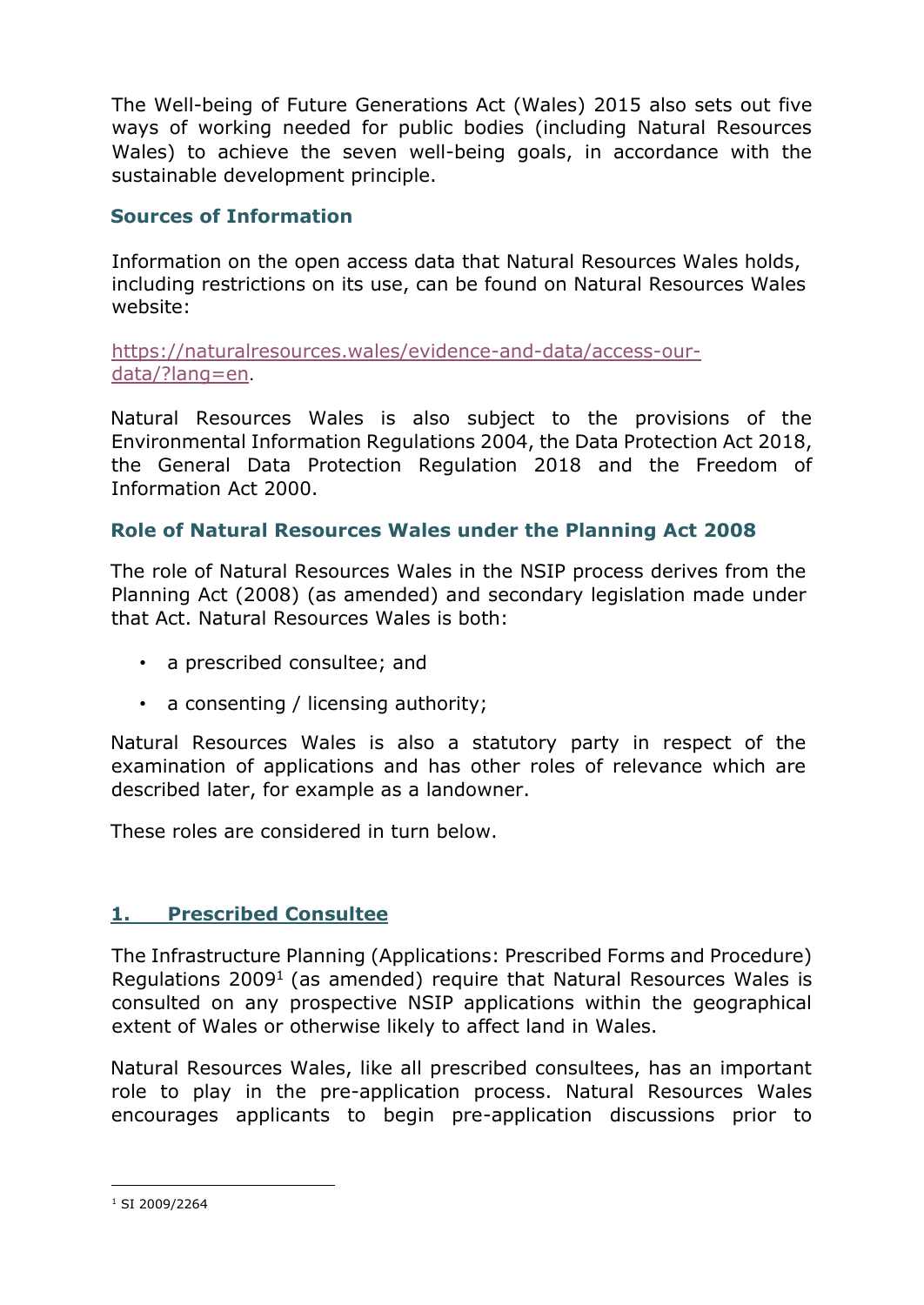The Well-being of Future Generations Act (Wales) 2015 also sets out five ways of working needed for public bodies (including Natural Resources Wales) to achieve the seven well-being goals, in accordance with the sustainable development principle.

### Sources of Information

Information on the open access data that Natural Resources Wales holds, including restrictions on its use, can be found on Natural Resources Wales website:

[https://naturalresources.wales/evidence-and-data/access-our-data/?lang=en](https://naturalresources.wales/evidence-and-data/access-our-data/?lang=en).

Natural Resources Wales is also subject to the provisions of the Environmental Information Regulations 2004, the Data Protection Act 2018, the General Data Protection Regulation 2018 and the Freedom of Information Act 2000.

### Role of Natural Resources Wales under the Planning Act 2008

The role of Natural Resources Wales in the NSIP process derives from the Planning Act (2008) (as amended) and secondary legislation made under that Act. Natural Resources Wales is both:

- a prescribed consultee; and
- a consenting / licensing authority;

Natural Resources Wales is also a statutory party in respect of the examination of applications and has other roles of relevance which are described later, for example as a landowner.

These roles are considered in turn below.

## 1. Prescribed Consultee

The Infrastructure Planning (Applications: Prescribed Forms and Procedure) Regulations 2009[1] (as amended) require that Natural Resources Wales is consulted on any prospective NSIP applications within the geographical extent of Wales or otherwise likely to affect land in Wales.

Natural Resources Wales, like all prescribed consultees, has an important role to play in the pre-application process. Natural Resources Wales encourages applicants to begin pre-application discussions prior to

[1] SI 2009/2264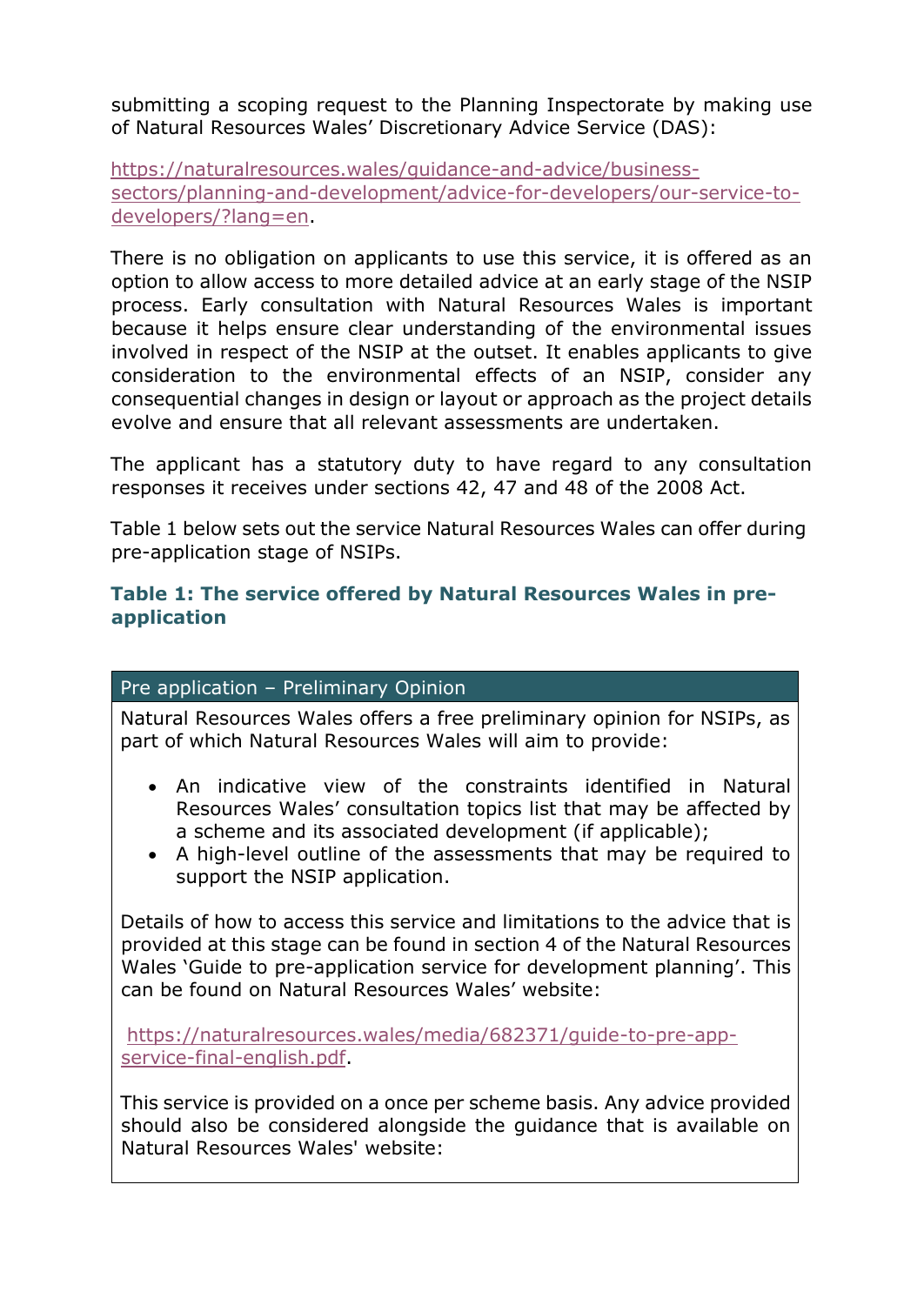submitting a scoping request to the Planning Inspectorate by making use of Natural Resources Wales' Discretionary Advice Service (DAS):

[https://naturalresources.wales/guidance-and-advice/business-sectors/planning-and-development/advice-for-developers/our-service-to-developers/?lang=en](https://naturalresources.wales/guidance-and-advice/business-sectors/planning-and-development/advice-for-developers/our-service-to-developers/?lang=en).

There is no obligation on applicants to use this service, it is offered as an option to allow access to more detailed advice at an early stage of the NSIP process. Early consultation with Natural Resources Wales is important because it helps ensure clear understanding of the environmental issues involved in respect of the NSIP at the outset. It enables applicants to give consideration to the environmental effects of an NSIP, consider any consequential changes in design or layout or approach as the project details evolve and ensure that all relevant assessments are undertaken.

The applicant has a statutory duty to have regard to any consultation responses it receives under sections 42, 47 and 48 of the 2008 Act.

Table 1 below sets out the service Natural Resources Wales can offer during pre-application stage of NSIPs.

### Table 1: The service offered by Natural Resources Wales in pre-application

| Pre application – Preliminary Opinion |
|---|
| Natural Resources Wales offers a free preliminary opinion for NSIPs, as part of which Natural Resources Wales will aim to provide:<br><br>• An indicative view of the constraints identified in Natural Resources Wales' consultation topics list that may be affected by a scheme and its associated development (if applicable);<br>• A high-level outline of the assessments that may be required to support the NSIP application.<br><br>Details of how to access this service and limitations to the advice that is provided at this stage can be found in section 4 of the Natural Resources Wales 'Guide to pre-application service for development planning'. This can be found on Natural Resources Wales' website:<br><br>[https://naturalresources.wales/media/682371/guide-to-pre-app-service-final-english.pdf](https://naturalresources.wales/media/682371/guide-to-pre-app-service-final-english.pdf).<br><br>This service is provided on a once per scheme basis. Any advice provided should also be considered alongside the guidance that is available on Natural Resources Wales' website: |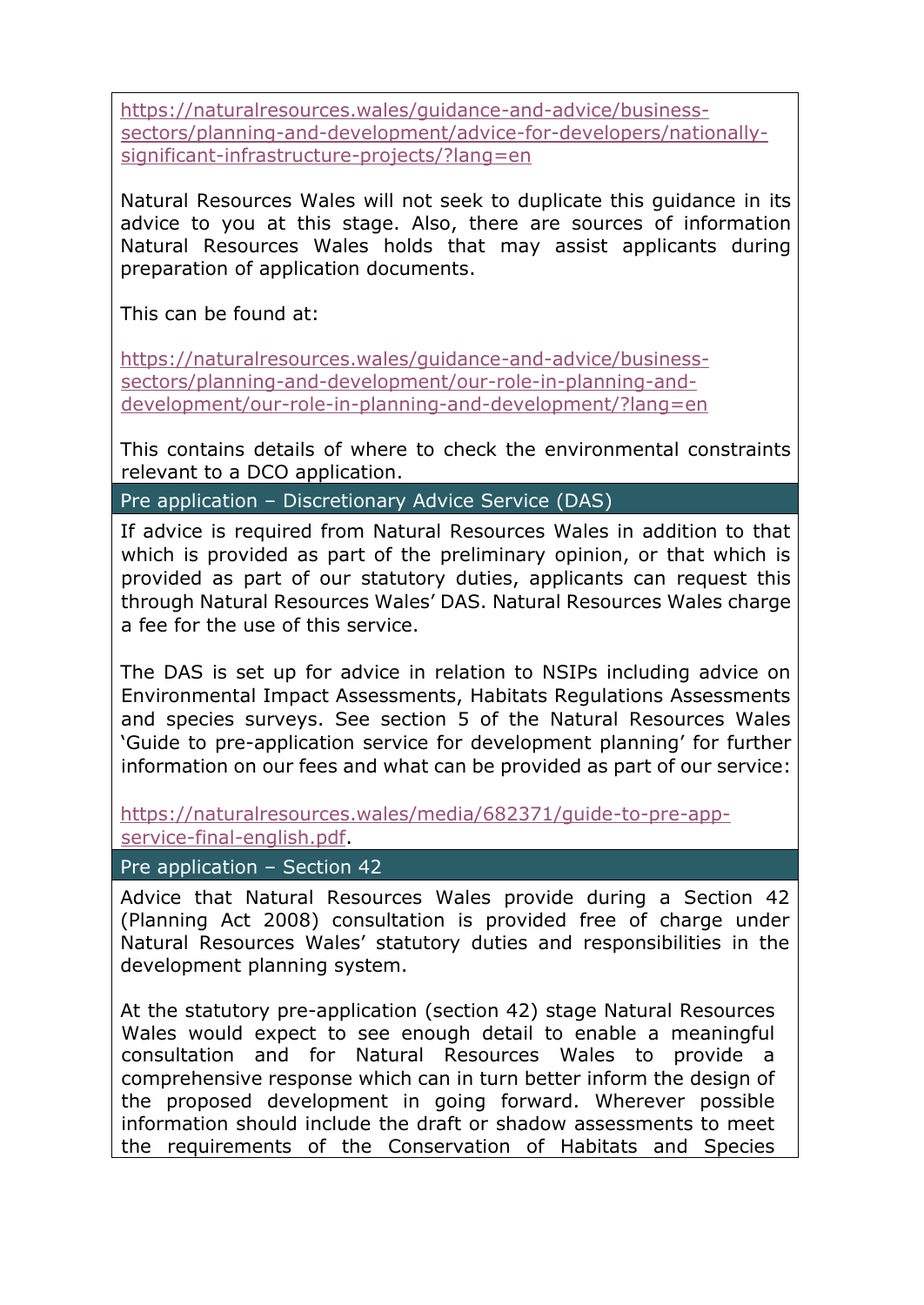https://naturalresources.wales/guidance-and-advice/business-sectors/planning-and-development/advice-for-developers/nationally-significant-infrastructure-projects/?lang=en

Natural Resources Wales will not seek to duplicate this guidance in its advice to you at this stage. Also, there are sources of information Natural Resources Wales holds that may assist applicants during preparation of application documents.

This can be found at:

https://naturalresources.wales/guidance-and-advice/business-sectors/planning-and-development/our-role-in-planning-and-development/our-role-in-planning-and-development/?lang=en

This contains details of where to check the environmental constraints relevant to a DCO application.

## Pre application – Discretionary Advice Service (DAS)

If advice is required from Natural Resources Wales in addition to that which is provided as part of the preliminary opinion, or that which is provided as part of our statutory duties, applicants can request this through Natural Resources Wales' DAS. Natural Resources Wales charge a fee for the use of this service.

The DAS is set up for advice in relation to NSIPs including advice on Environmental Impact Assessments, Habitats Regulations Assessments and species surveys. See section 5 of the Natural Resources Wales 'Guide to pre-application service for development planning' for further information on our fees and what can be provided as part of our service:

https://naturalresources.wales/media/682371/guide-to-pre-app-service-final-english.pdf.

## Pre application – Section 42

Advice that Natural Resources Wales provide during a Section 42 (Planning Act 2008) consultation is provided free of charge under Natural Resources Wales' statutory duties and responsibilities in the development planning system.

At the statutory pre-application (section 42) stage Natural Resources Wales would expect to see enough detail to enable a meaningful consultation and for Natural Resources Wales to provide a comprehensive response which can in turn better inform the design of the proposed development in going forward. Wherever possible information should include the draft or shadow assessments to meet the requirements of the Conservation of Habitats and Species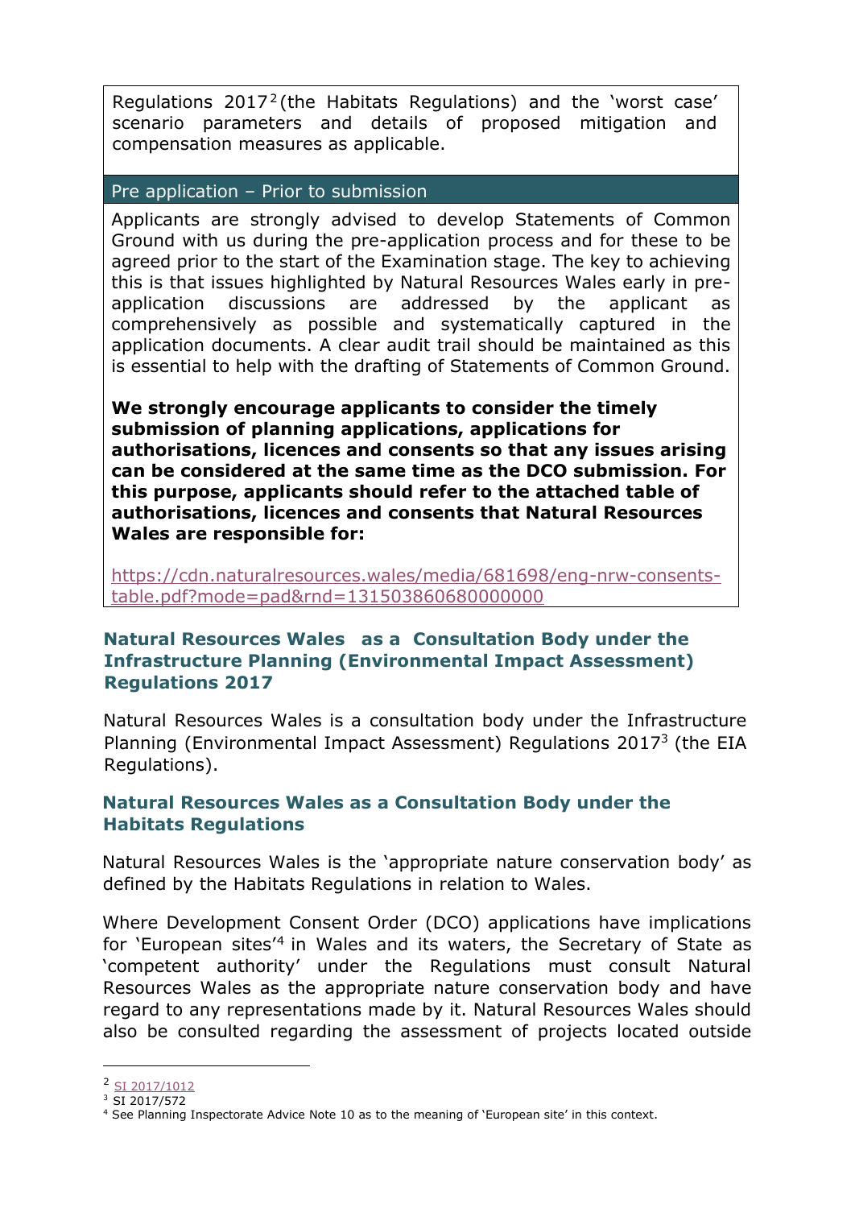Regulations 2017[2] (the Habitats Regulations) and the 'worst case' scenario parameters and details of proposed mitigation and compensation measures as applicable.

| Pre application – Prior to submission |
|---|
| Applicants are strongly advised to develop Statements of Common Ground with us during the pre-application process and for these to be agreed prior to the start of the Examination stage. The key to achieving this is that issues highlighted by Natural Resources Wales early in pre-application discussions are addressed by the applicant as comprehensively as possible and systematically captured in the application documents. A clear audit trail should be maintained as this is essential to help with the drafting of Statements of Common Ground.<br><br>**We strongly encourage applicants to consider the timely submission of planning applications, applications for authorisations, licences and consents so that any issues arising can be considered at the same time as the DCO submission. For this purpose, applicants should refer to the attached table of authorisations, licences and consents that Natural Resources Wales are responsible for:**<br><br>https://cdn.naturalresources.wales/media/681698/eng-nrw-consents-table.pdf?mode=pad&rnd=131503860680000000 |

### Natural Resources Wales as a Consultation Body under the Infrastructure Planning (Environmental Impact Assessment) Regulations 2017

Natural Resources Wales is a consultation body under the Infrastructure Planning (Environmental Impact Assessment) Regulations 2017[3] (the EIA Regulations).

### Natural Resources Wales as a Consultation Body under the Habitats Regulations

Natural Resources Wales is the 'appropriate nature conservation body' as defined by the Habitats Regulations in relation to Wales.

Where Development Consent Order (DCO) applications have implications for 'European sites'[4] in Wales and its waters, the Secretary of State as 'competent authority' under the Regulations must consult Natural Resources Wales as the appropriate nature conservation body and have regard to any representations made by it. Natural Resources Wales should also be consulted regarding the assessment of projects located outside

---

[2] SI 2017/1012

[3] SI 2017/572

[4] See Planning Inspectorate Advice Note 10 as to the meaning of 'European site' in this context.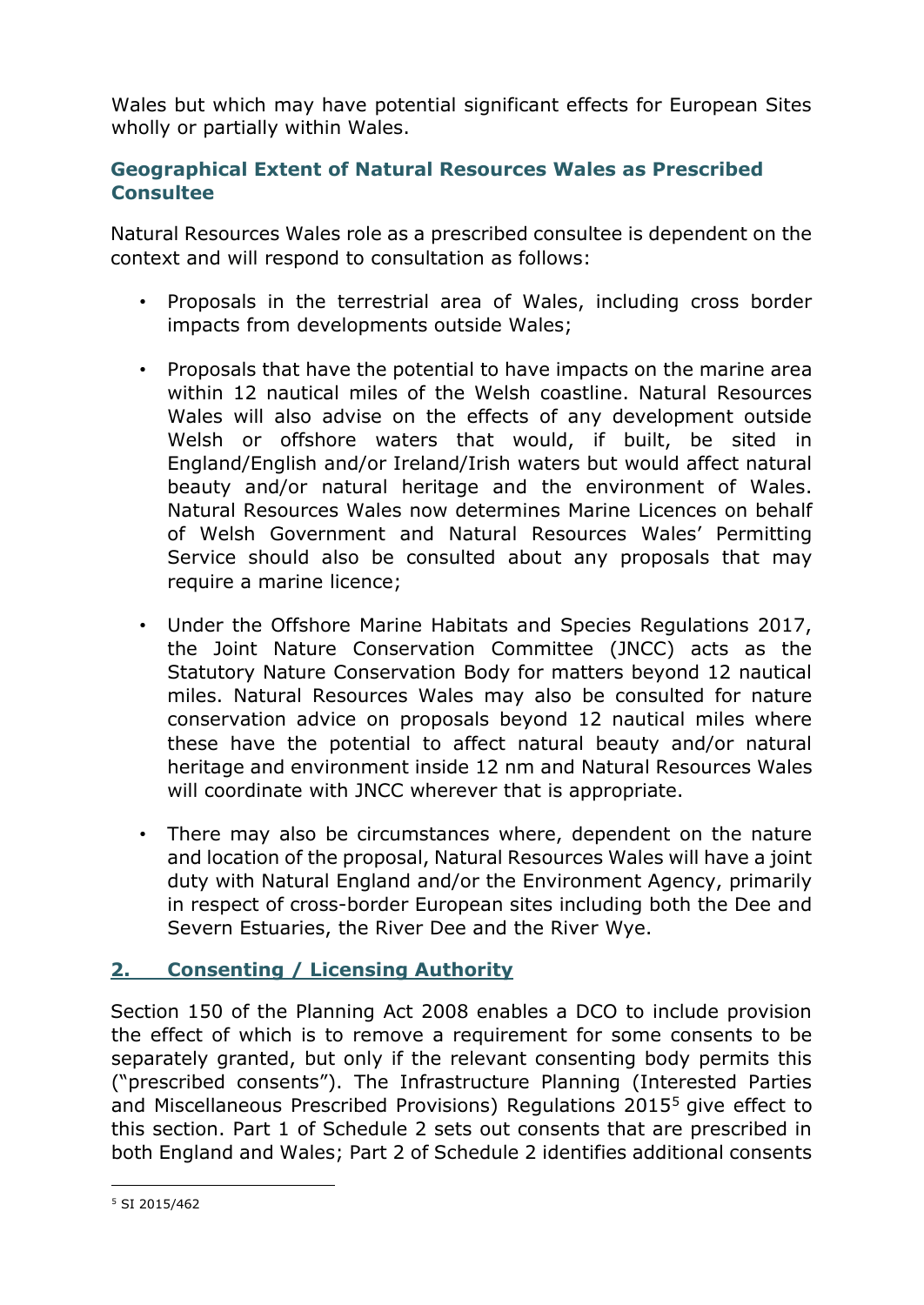Wales but which may have potential significant effects for European Sites wholly or partially within Wales.

### Geographical Extent of Natural Resources Wales as Prescribed Consultee

Natural Resources Wales role as a prescribed consultee is dependent on the context and will respond to consultation as follows:

- Proposals in the terrestrial area of Wales, including cross border impacts from developments outside Wales;
- Proposals that have the potential to have impacts on the marine area within 12 nautical miles of the Welsh coastline. Natural Resources Wales will also advise on the effects of any development outside Welsh or offshore waters that would, if built, be sited in England/English and/or Ireland/Irish waters but would affect natural beauty and/or natural heritage and the environment of Wales. Natural Resources Wales now determines Marine Licences on behalf of Welsh Government and Natural Resources Wales' Permitting Service should also be consulted about any proposals that may require a marine licence;
- Under the Offshore Marine Habitats and Species Regulations 2017, the Joint Nature Conservation Committee (JNCC) acts as the Statutory Nature Conservation Body for matters beyond 12 nautical miles. Natural Resources Wales may also be consulted for nature conservation advice on proposals beyond 12 nautical miles where these have the potential to affect natural beauty and/or natural heritage and environment inside 12 nm and Natural Resources Wales will coordinate with JNCC wherever that is appropriate.
- There may also be circumstances where, dependent on the nature and location of the proposal, Natural Resources Wales will have a joint duty with Natural England and/or the Environment Agency, primarily in respect of cross-border European sites including both the Dee and Severn Estuaries, the River Dee and the River Wye.

## 2. Consenting / Licensing Authority

Section 150 of the Planning Act 2008 enables a DCO to include provision the effect of which is to remove a requirement for some consents to be separately granted, but only if the relevant consenting body permits this ("prescribed consents"). The Infrastructure Planning (Interested Parties and Miscellaneous Prescribed Provisions) Regulations 2015[5] give effect to this section. Part 1 of Schedule 2 sets out consents that are prescribed in both England and Wales; Part 2 of Schedule 2 identifies additional consents

[5] SI 2015/462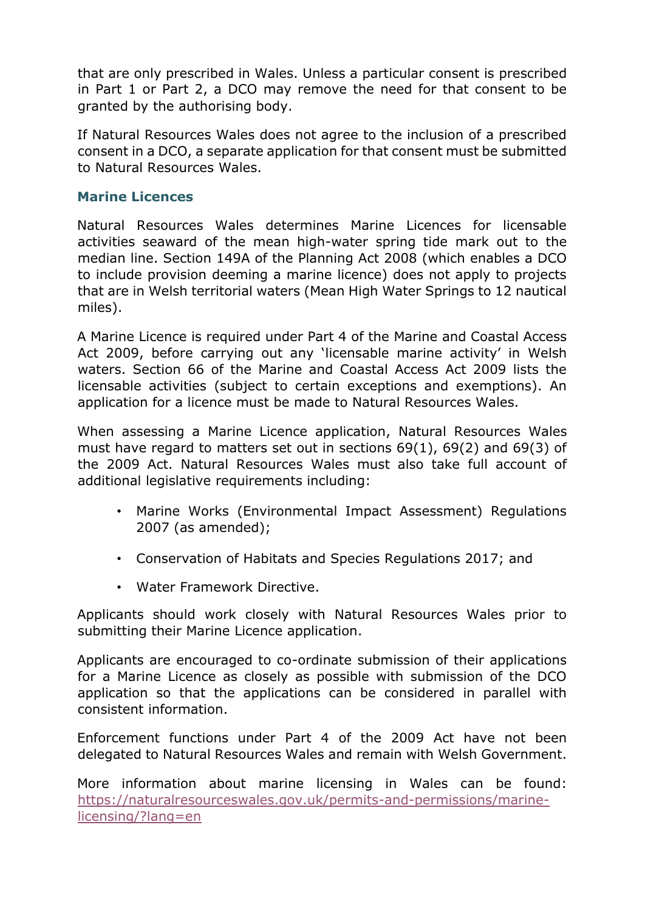that are only prescribed in Wales. Unless a particular consent is prescribed in Part 1 or Part 2, a DCO may remove the need for that consent to be granted by the authorising body.

If Natural Resources Wales does not agree to the inclusion of a prescribed consent in a DCO, a separate application for that consent must be submitted to Natural Resources Wales.

### Marine Licences

Natural Resources Wales determines Marine Licences for licensable activities seaward of the mean high-water spring tide mark out to the median line. Section 149A of the Planning Act 2008 (which enables a DCO to include provision deeming a marine licence) does not apply to projects that are in Welsh territorial waters (Mean High Water Springs to 12 nautical miles).

A Marine Licence is required under Part 4 of the Marine and Coastal Access Act 2009, before carrying out any 'licensable marine activity' in Welsh waters. Section 66 of the Marine and Coastal Access Act 2009 lists the licensable activities (subject to certain exceptions and exemptions). An application for a licence must be made to Natural Resources Wales.

When assessing a Marine Licence application, Natural Resources Wales must have regard to matters set out in sections 69(1), 69(2) and 69(3) of the 2009 Act. Natural Resources Wales must also take full account of additional legislative requirements including:

- Marine Works (Environmental Impact Assessment) Regulations 2007 (as amended);
- Conservation of Habitats and Species Regulations 2017; and
- Water Framework Directive.

Applicants should work closely with Natural Resources Wales prior to submitting their Marine Licence application.

Applicants are encouraged to co-ordinate submission of their applications for a Marine Licence as closely as possible with submission of the DCO application so that the applications can be considered in parallel with consistent information.

Enforcement functions under Part 4 of the 2009 Act have not been delegated to Natural Resources Wales and remain with Welsh Government.

More information about marine licensing in Wales can be found: [https://naturalresourceswales.gov.uk/permits-and-permissions/marine-licensing/?lang=en](https://naturalresourceswales.gov.uk/permits-and-permissions/marine-licensing/?lang=en)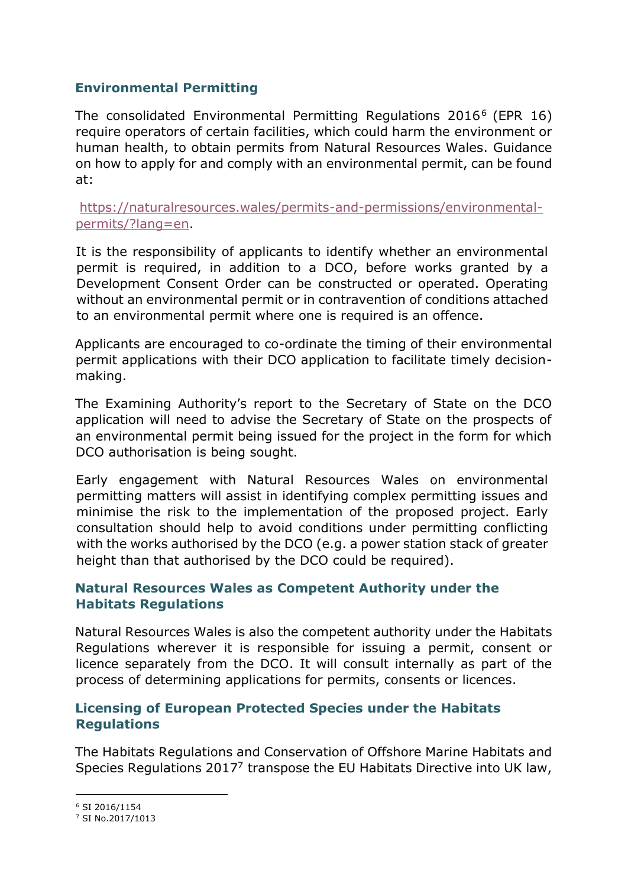## Environmental Permitting

The consolidated Environmental Permitting Regulations 2016[6] (EPR 16) require operators of certain facilities, which could harm the environment or human health, to obtain permits from Natural Resources Wales. Guidance on how to apply for and comply with an environmental permit, can be found at:

https://naturalresources.wales/permits-and-permissions/environmental-permits/?lang=en.

It is the responsibility of applicants to identify whether an environmental permit is required, in addition to a DCO, before works granted by a Development Consent Order can be constructed or operated. Operating without an environmental permit or in contravention of conditions attached to an environmental permit where one is required is an offence.

Applicants are encouraged to co-ordinate the timing of their environmental permit applications with their DCO application to facilitate timely decision-making.

The Examining Authority's report to the Secretary of State on the DCO application will need to advise the Secretary of State on the prospects of an environmental permit being issued for the project in the form for which DCO authorisation is being sought.

Early engagement with Natural Resources Wales on environmental permitting matters will assist in identifying complex permitting issues and minimise the risk to the implementation of the proposed project. Early consultation should help to avoid conditions under permitting conflicting with the works authorised by the DCO (e.g. a power station stack of greater height than that authorised by the DCO could be required).

## Natural Resources Wales as Competent Authority under the Habitats Regulations

Natural Resources Wales is also the competent authority under the Habitats Regulations wherever it is responsible for issuing a permit, consent or licence separately from the DCO. It will consult internally as part of the process of determining applications for permits, consents or licences.

## Licensing of European Protected Species under the Habitats Regulations

The Habitats Regulations and Conservation of Offshore Marine Habitats and Species Regulations 2017[7] transpose the EU Habitats Directive into UK law,

---

[6] SI 2016/1154

[7] SI No.2017/1013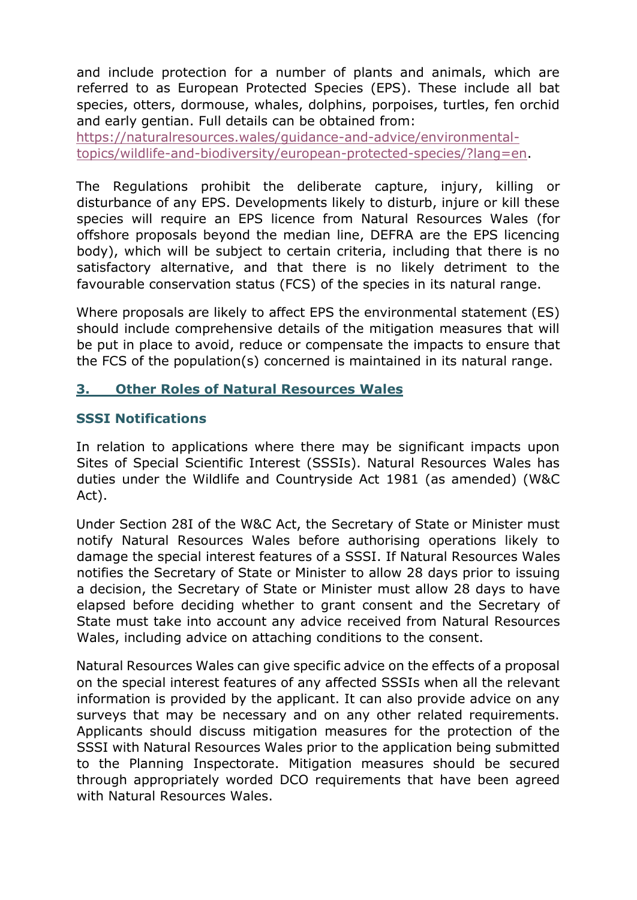and include protection for a number of plants and animals, which are referred to as European Protected Species (EPS). These include all bat species, otters, dormouse, whales, dolphins, porpoises, turtles, fen orchid and early gentian. Full details can be obtained from: [https://naturalresources.wales/guidance-and-advice/environmental-topics/wildlife-and-biodiversity/european-protected-species/?lang=en](https://naturalresources.wales/guidance-and-advice/environmental-topics/wildlife-and-biodiversity/european-protected-species/?lang=en).

The Regulations prohibit the deliberate capture, injury, killing or disturbance of any EPS. Developments likely to disturb, injure or kill these species will require an EPS licence from Natural Resources Wales (for offshore proposals beyond the median line, DEFRA are the EPS licencing body), which will be subject to certain criteria, including that there is no satisfactory alternative, and that there is no likely detriment to the favourable conservation status (FCS) of the species in its natural range.

Where proposals are likely to affect EPS the environmental statement (ES) should include comprehensive details of the mitigation measures that will be put in place to avoid, reduce or compensate the impacts to ensure that the FCS of the population(s) concerned is maintained in its natural range.

## 3. Other Roles of Natural Resources Wales

### SSSI Notifications

In relation to applications where there may be significant impacts upon Sites of Special Scientific Interest (SSSIs). Natural Resources Wales has duties under the Wildlife and Countryside Act 1981 (as amended) (W&C Act).

Under Section 28I of the W&C Act, the Secretary of State or Minister must notify Natural Resources Wales before authorising operations likely to damage the special interest features of a SSSI. If Natural Resources Wales notifies the Secretary of State or Minister to allow 28 days prior to issuing a decision, the Secretary of State or Minister must allow 28 days to have elapsed before deciding whether to grant consent and the Secretary of State must take into account any advice received from Natural Resources Wales, including advice on attaching conditions to the consent.

Natural Resources Wales can give specific advice on the effects of a proposal on the special interest features of any affected SSSIs when all the relevant information is provided by the applicant. It can also provide advice on any surveys that may be necessary and on any other related requirements. Applicants should discuss mitigation measures for the protection of the SSSI with Natural Resources Wales prior to the application being submitted to the Planning Inspectorate. Mitigation measures should be secured through appropriately worded DCO requirements that have been agreed with Natural Resources Wales.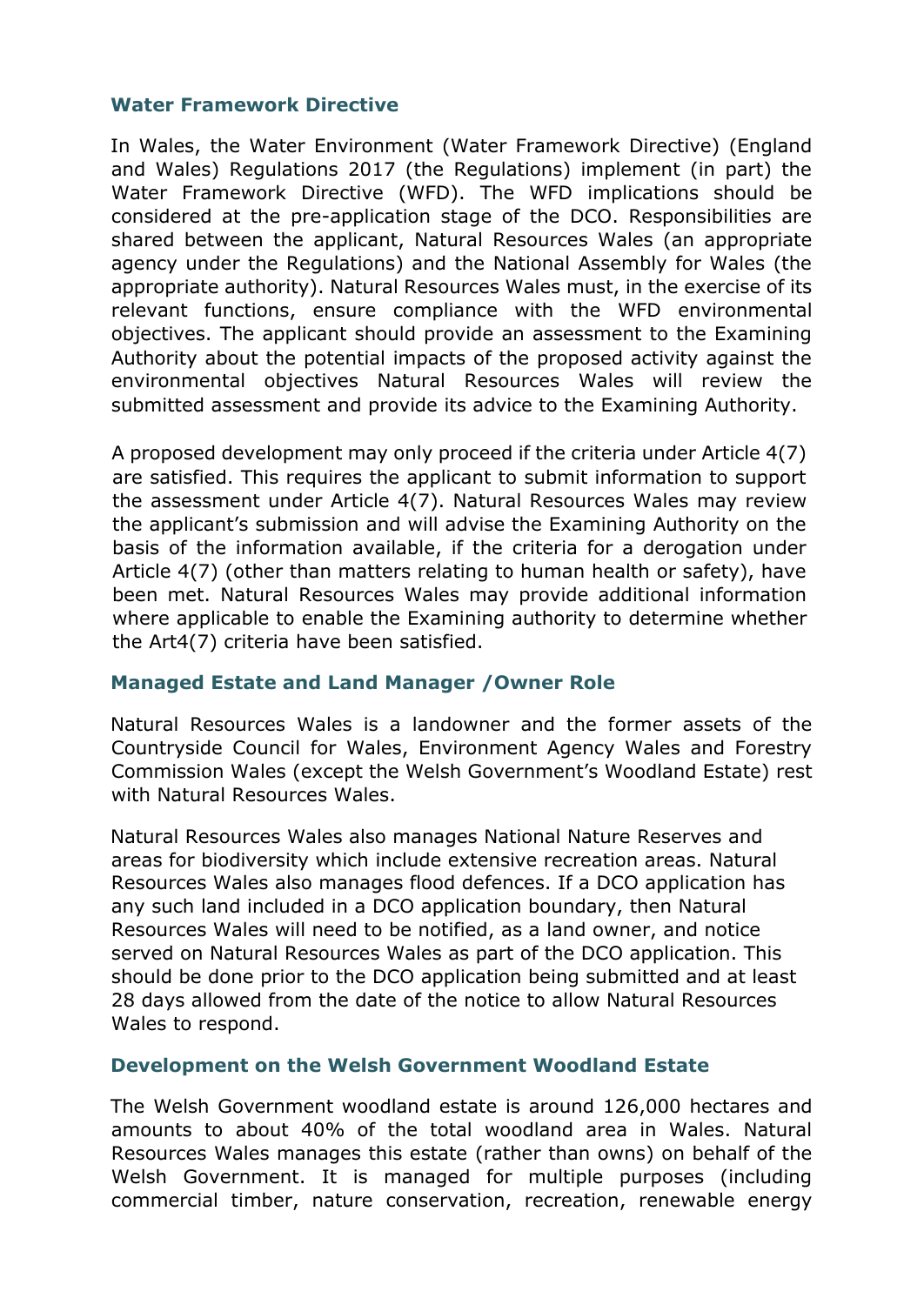### Water Framework Directive

In Wales, the Water Environment (Water Framework Directive) (England and Wales) Regulations 2017 (the Regulations) implement (in part) the Water Framework Directive (WFD). The WFD implications should be considered at the pre-application stage of the DCO. Responsibilities are shared between the applicant, Natural Resources Wales (an appropriate agency under the Regulations) and the National Assembly for Wales (the appropriate authority). Natural Resources Wales must, in the exercise of its relevant functions, ensure compliance with the WFD environmental objectives. The applicant should provide an assessment to the Examining Authority about the potential impacts of the proposed activity against the environmental objectives Natural Resources Wales will review the submitted assessment and provide its advice to the Examining Authority.

A proposed development may only proceed if the criteria under Article 4(7) are satisfied. This requires the applicant to submit information to support the assessment under Article 4(7). Natural Resources Wales may review the applicant's submission and will advise the Examining Authority on the basis of the information available, if the criteria for a derogation under Article 4(7) (other than matters relating to human health or safety), have been met. Natural Resources Wales may provide additional information where applicable to enable the Examining authority to determine whether the Art4(7) criteria have been satisfied.

### Managed Estate and Land Manager /Owner Role

Natural Resources Wales is a landowner and the former assets of the Countryside Council for Wales, Environment Agency Wales and Forestry Commission Wales (except the Welsh Government's Woodland Estate) rest with Natural Resources Wales.

Natural Resources Wales also manages National Nature Reserves and areas for biodiversity which include extensive recreation areas. Natural Resources Wales also manages flood defences. If a DCO application has any such land included in a DCO application boundary, then Natural Resources Wales will need to be notified, as a land owner, and notice served on Natural Resources Wales as part of the DCO application. This should be done prior to the DCO application being submitted and at least 28 days allowed from the date of the notice to allow Natural Resources Wales to respond.

### Development on the Welsh Government Woodland Estate

The Welsh Government woodland estate is around 126,000 hectares and amounts to about 40% of the total woodland area in Wales. Natural Resources Wales manages this estate (rather than owns) on behalf of the Welsh Government. It is managed for multiple purposes (including commercial timber, nature conservation, recreation, renewable energy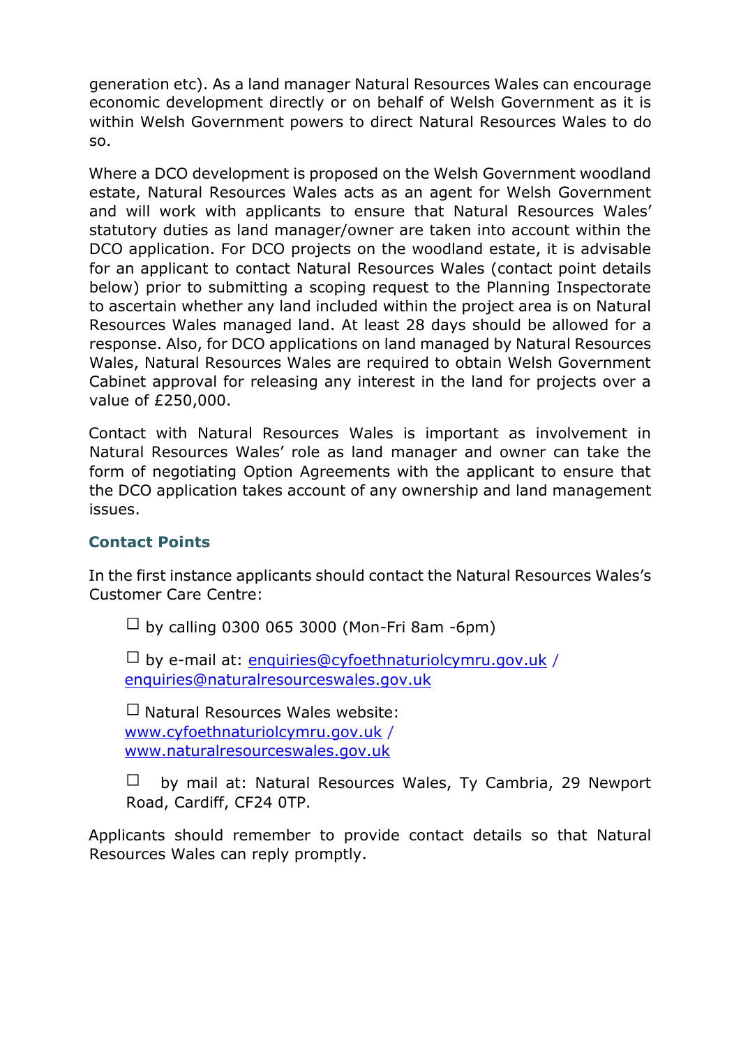generation etc). As a land manager Natural Resources Wales can encourage economic development directly or on behalf of Welsh Government as it is within Welsh Government powers to direct Natural Resources Wales to do so.

Where a DCO development is proposed on the Welsh Government woodland estate, Natural Resources Wales acts as an agent for Welsh Government and will work with applicants to ensure that Natural Resources Wales' statutory duties as land manager/owner are taken into account within the DCO application. For DCO projects on the woodland estate, it is advisable for an applicant to contact Natural Resources Wales (contact point details below) prior to submitting a scoping request to the Planning Inspectorate to ascertain whether any land included within the project area is on Natural Resources Wales managed land. At least 28 days should be allowed for a response. Also, for DCO applications on land managed by Natural Resources Wales, Natural Resources Wales are required to obtain Welsh Government Cabinet approval for releasing any interest in the land for projects over a value of £250,000.

Contact with Natural Resources Wales is important as involvement in Natural Resources Wales' role as land manager and owner can take the form of negotiating Option Agreements with the applicant to ensure that the DCO application takes account of any ownership and land management issues.

### Contact Points

In the first instance applicants should contact the Natural Resources Wales's Customer Care Centre:

- by calling 0300 065 3000 (Mon-Fri 8am -6pm)
- by e-mail at: enquiries@cyfoethnaturiolcymru.gov.uk / enquiries@naturalresourceswales.gov.uk
- Natural Resources Wales website: www.cyfoethnaturiolcymru.gov.uk / www.naturalresourceswales.gov.uk
- by mail at: Natural Resources Wales, Ty Cambria, 29 Newport Road, Cardiff, CF24 0TP.

Applicants should remember to provide contact details so that Natural Resources Wales can reply promptly.